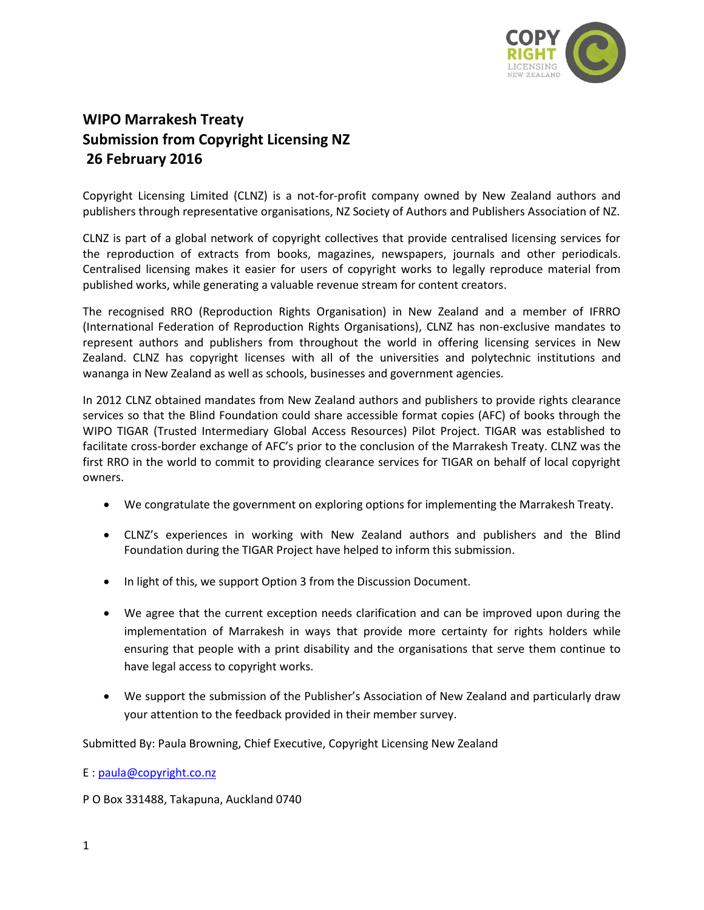# WIPO Marrakesh Treaty
# Submission from Copyright Licensing NZ
# 26 February 2016

Copyright Licensing Limited (CLNZ) is a not-for-profit company owned by New Zealand authors and publishers through representative organisations, NZ Society of Authors and Publishers Association of NZ.

CLNZ is part of a global network of copyright collectives that provide centralised licensing services for the reproduction of extracts from books, magazines, newspapers, journals and other periodicals. Centralised licensing makes it easier for users of copyright works to legally reproduce material from published works, while generating a valuable revenue stream for content creators.

The recognised RRO (Reproduction Rights Organisation) in New Zealand and a member of IFRRO (International Federation of Reproduction Rights Organisations), CLNZ has non-exclusive mandates to represent authors and publishers from throughout the world in offering licensing services in New Zealand. CLNZ has copyright licenses with all of the universities and polytechnic institutions and wananga in New Zealand as well as schools, businesses and government agencies.

In 2012 CLNZ obtained mandates from New Zealand authors and publishers to provide rights clearance services so that the Blind Foundation could share accessible format copies (AFC) of books through the WIPO TIGAR (Trusted Intermediary Global Access Resources) Pilot Project. TIGAR was established to facilitate cross-border exchange of AFC's prior to the conclusion of the Marrakesh Treaty. CLNZ was the first RRO in the world to commit to providing clearance services for TIGAR on behalf of local copyright owners.

- We congratulate the government on exploring options for implementing the Marrakesh Treaty.
- CLNZ's experiences in working with New Zealand authors and publishers and the Blind Foundation during the TIGAR Project have helped to inform this submission.
- In light of this, we support Option 3 from the Discussion Document.
- We agree that the current exception needs clarification and can be improved upon during the implementation of Marrakesh in ways that provide more certainty for rights holders while ensuring that people with a print disability and the organisations that serve them continue to have legal access to copyright works.
- We support the submission of the Publisher's Association of New Zealand and particularly draw your attention to the feedback provided in their member survey.

Submitted By: Paula Browning, Chief Executive, Copyright Licensing New Zealand

E : paula@copyright.co.nz

P O Box 331488, Takapuna, Auckland 0740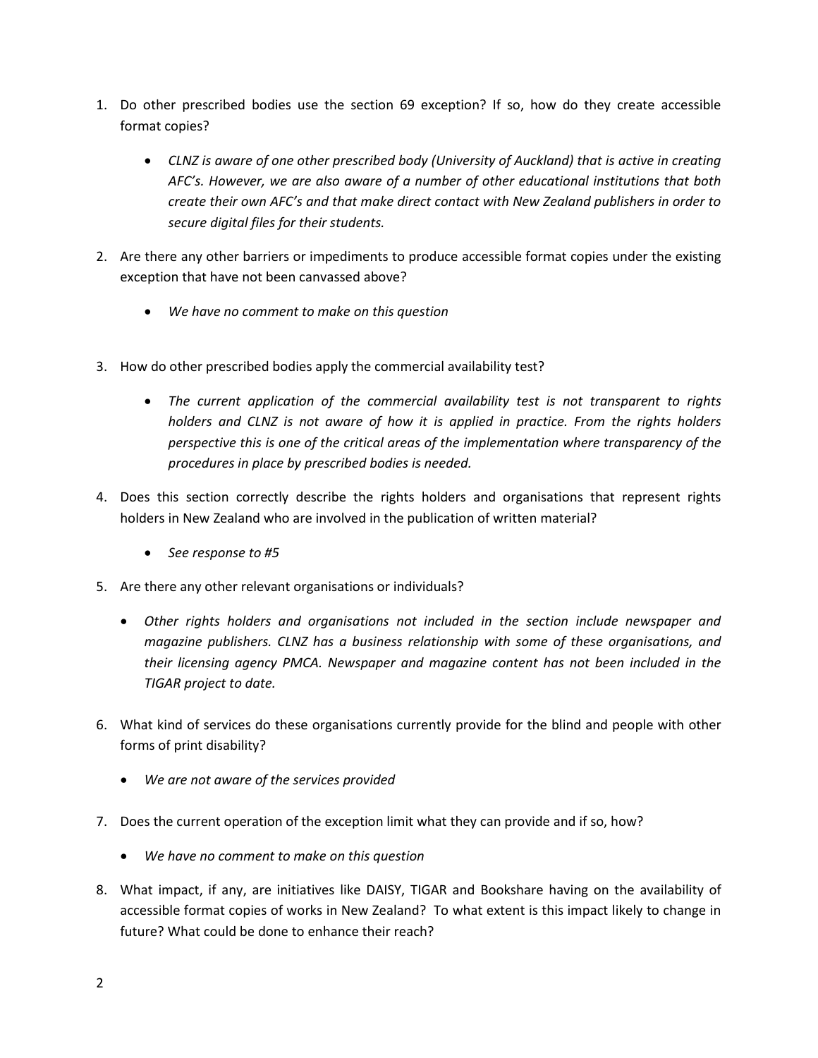1. Do other prescribed bodies use the section 69 exception? If so, how do they create accessible format copies?

   - *CLNZ is aware of one other prescribed body (University of Auckland) that is active in creating AFC's. However, we are also aware of a number of other educational institutions that both create their own AFC's and that make direct contact with New Zealand publishers in order to secure digital files for their students.*

2. Are there any other barriers or impediments to produce accessible format copies under the existing exception that have not been canvassed above?

   - *We have no comment to make on this question*

3. How do other prescribed bodies apply the commercial availability test?

   - *The current application of the commercial availability test is not transparent to rights holders and CLNZ is not aware of how it is applied in practice. From the rights holders perspective this is one of the critical areas of the implementation where transparency of the procedures in place by prescribed bodies is needed.*

4. Does this section correctly describe the rights holders and organisations that represent rights holders in New Zealand who are involved in the publication of written material?

   - *See response to #5*

5. Are there any other relevant organisations or individuals?

   - *Other rights holders and organisations not included in the section include newspaper and magazine publishers. CLNZ has a business relationship with some of these organisations, and their licensing agency PMCA. Newspaper and magazine content has not been included in the TIGAR project to date.*

6. What kind of services do these organisations currently provide for the blind and people with other forms of print disability?

   - *We are not aware of the services provided*

7. Does the current operation of the exception limit what they can provide and if so, how?

   - *We have no comment to make on this question*

8. What impact, if any, are initiatives like DAISY, TIGAR and Bookshare having on the availability of accessible format copies of works in New Zealand? To what extent is this impact likely to change in future? What could be done to enhance their reach?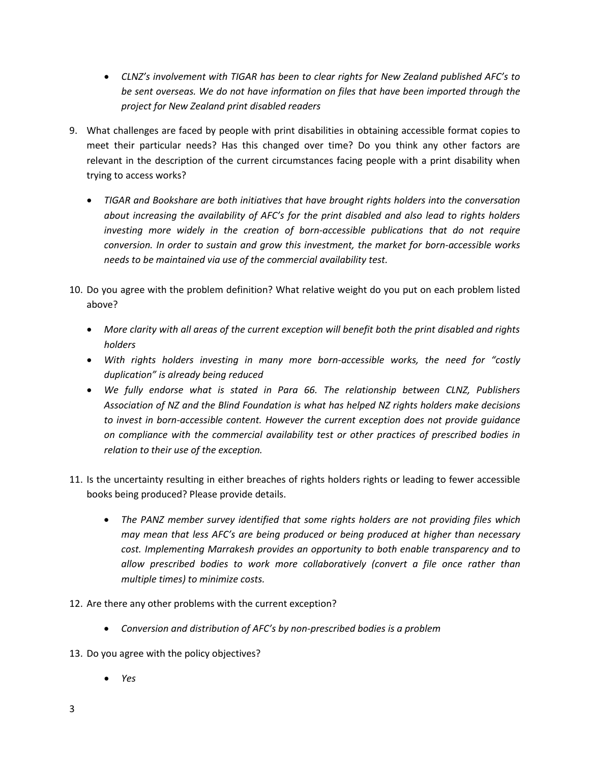- *CLNZ's involvement with TIGAR has been to clear rights for New Zealand published AFC's to be sent overseas. We do not have information on files that have been imported through the project for New Zealand print disabled readers*

9. What challenges are faced by people with print disabilities in obtaining accessible format copies to meet their particular needs? Has this changed over time? Do you think any other factors are relevant in the description of the current circumstances facing people with a print disability when trying to access works?

    - *TIGAR and Bookshare are both initiatives that have brought rights holders into the conversation about increasing the availability of AFC's for the print disabled and also lead to rights holders investing more widely in the creation of born-accessible publications that do not require conversion. In order to sustain and grow this investment, the market for born-accessible works needs to be maintained via use of the commercial availability test.*

10. Do you agree with the problem definition? What relative weight do you put on each problem listed above?

    - *More clarity with all areas of the current exception will benefit both the print disabled and rights holders*
    - *With rights holders investing in many more born-accessible works, the need for "costly duplication" is already being reduced*
    - *We fully endorse what is stated in Para 66. The relationship between CLNZ, Publishers Association of NZ and the Blind Foundation is what has helped NZ rights holders make decisions to invest in born-accessible content. However the current exception does not provide guidance on compliance with the commercial availability test or other practices of prescribed bodies in relation to their use of the exception.*

11. Is the uncertainty resulting in either breaches of rights holders rights or leading to fewer accessible books being produced? Please provide details.

    - *The PANZ member survey identified that some rights holders are not providing files which may mean that less AFC's are being produced or being produced at higher than necessary cost. Implementing Marrakesh provides an opportunity to both enable transparency and to allow prescribed bodies to work more collaboratively (convert a file once rather than multiple times) to minimize costs.*

12. Are there any other problems with the current exception?

    - *Conversion and distribution of AFC's by non-prescribed bodies is a problem*

13. Do you agree with the policy objectives?

    - *Yes*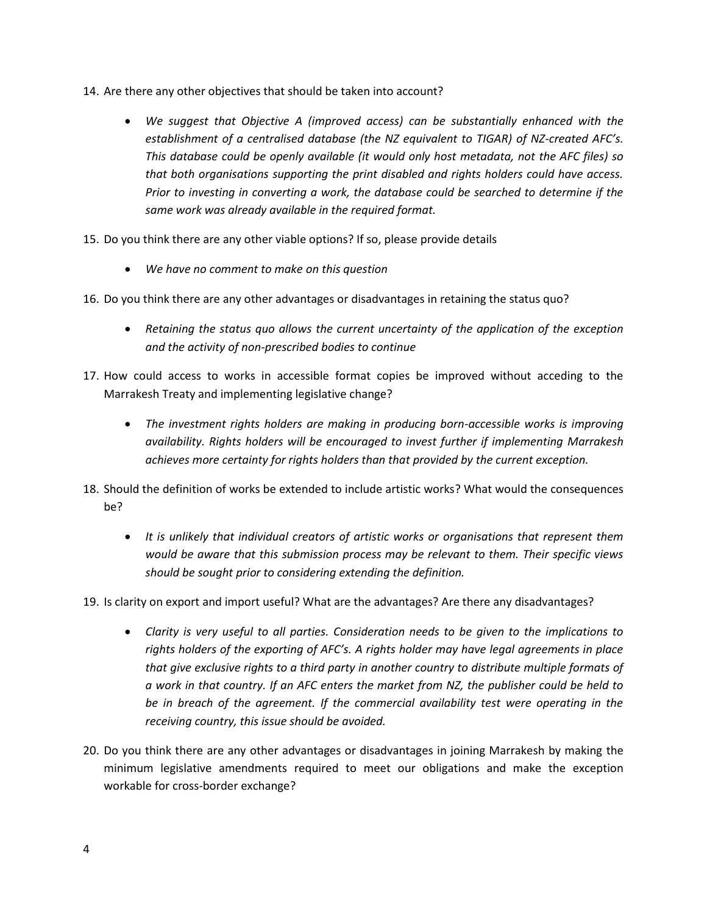14. Are there any other objectives that should be taken into account?

    - *We suggest that Objective A (improved access) can be substantially enhanced with the establishment of a centralised database (the NZ equivalent to TIGAR) of NZ-created AFC's. This database could be openly available (it would only host metadata, not the AFC files) so that both organisations supporting the print disabled and rights holders could have access. Prior to investing in converting a work, the database could be searched to determine if the same work was already available in the required format.*

15. Do you think there are any other viable options? If so, please provide details

    - *We have no comment to make on this question*

16. Do you think there are any other advantages or disadvantages in retaining the status quo?

    - *Retaining the status quo allows the current uncertainty of the application of the exception and the activity of non-prescribed bodies to continue*

17. How could access to works in accessible format copies be improved without acceding to the Marrakesh Treaty and implementing legislative change?

    - *The investment rights holders are making in producing born-accessible works is improving availability. Rights holders will be encouraged to invest further if implementing Marrakesh achieves more certainty for rights holders than that provided by the current exception.*

18. Should the definition of works be extended to include artistic works? What would the consequences be?

    - *It is unlikely that individual creators of artistic works or organisations that represent them would be aware that this submission process may be relevant to them. Their specific views should be sought prior to considering extending the definition.*

19. Is clarity on export and import useful? What are the advantages? Are there any disadvantages?

    - *Clarity is very useful to all parties. Consideration needs to be given to the implications to rights holders of the exporting of AFC's. A rights holder may have legal agreements in place that give exclusive rights to a third party in another country to distribute multiple formats of a work in that country. If an AFC enters the market from NZ, the publisher could be held to be in breach of the agreement. If the commercial availability test were operating in the receiving country, this issue should be avoided.*

20. Do you think there are any other advantages or disadvantages in joining Marrakesh by making the minimum legislative amendments required to meet our obligations and make the exception workable for cross-border exchange?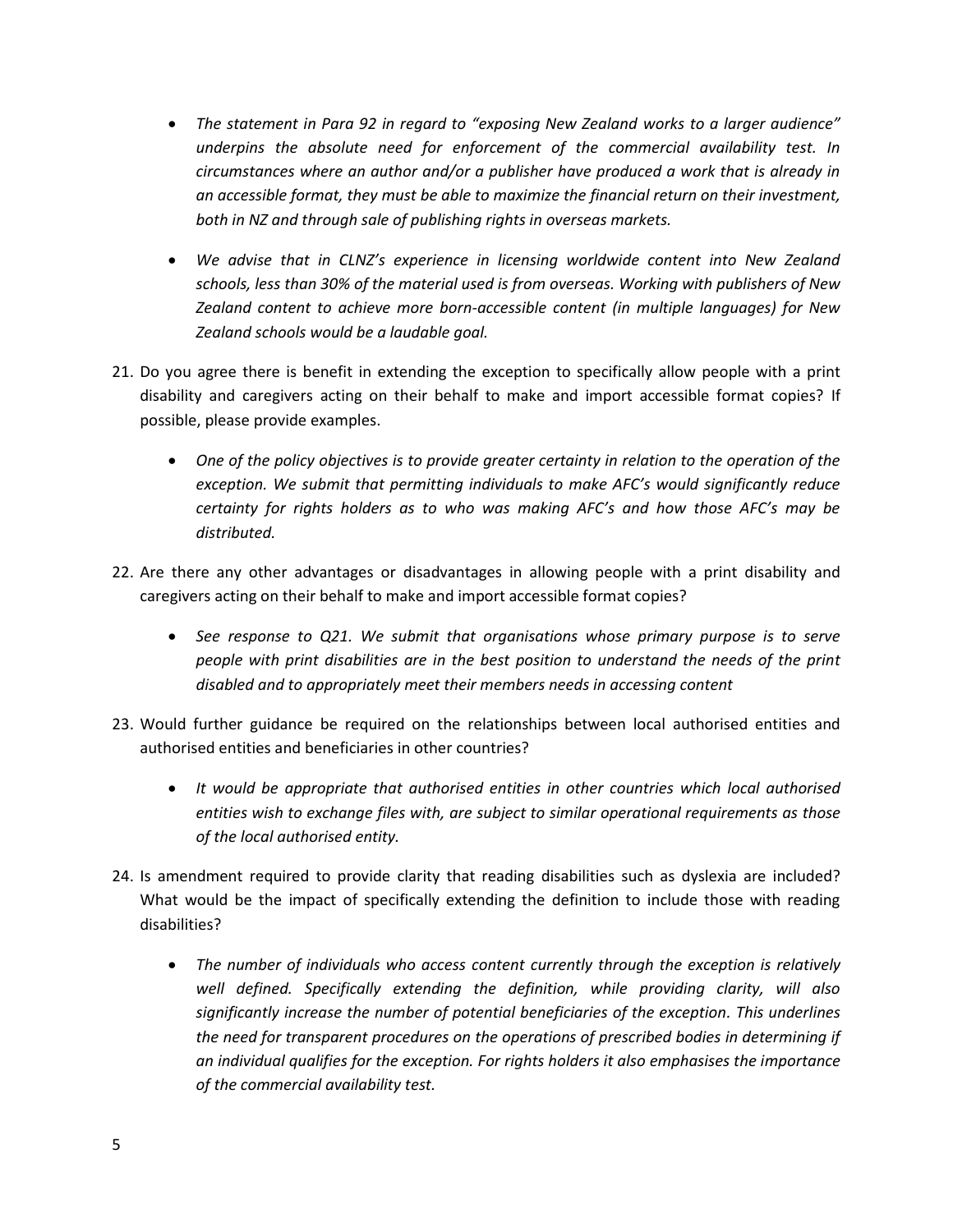- *The statement in Para 92 in regard to "exposing New Zealand works to a larger audience" underpins the absolute need for enforcement of the commercial availability test. In circumstances where an author and/or a publisher have produced a work that is already in an accessible format, they must be able to maximize the financial return on their investment, both in NZ and through sale of publishing rights in overseas markets.*

- *We advise that in CLNZ's experience in licensing worldwide content into New Zealand schools, less than 30% of the material used is from overseas. Working with publishers of New Zealand content to achieve more born-accessible content (in multiple languages) for New Zealand schools would be a laudable goal.*

21. Do you agree there is benefit in extending the exception to specifically allow people with a print disability and caregivers acting on their behalf to make and import accessible format copies? If possible, please provide examples.

    - *One of the policy objectives is to provide greater certainty in relation to the operation of the exception. We submit that permitting individuals to make AFC's would significantly reduce certainty for rights holders as to who was making AFC's and how those AFC's may be distributed.*

22. Are there any other advantages or disadvantages in allowing people with a print disability and caregivers acting on their behalf to make and import accessible format copies?

    - *See response to Q21. We submit that organisations whose primary purpose is to serve people with print disabilities are in the best position to understand the needs of the print disabled and to appropriately meet their members needs in accessing content*

23. Would further guidance be required on the relationships between local authorised entities and authorised entities and beneficiaries in other countries?

    - *It would be appropriate that authorised entities in other countries which local authorised entities wish to exchange files with, are subject to similar operational requirements as those of the local authorised entity.*

24. Is amendment required to provide clarity that reading disabilities such as dyslexia are included? What would be the impact of specifically extending the definition to include those with reading disabilities?

    - *The number of individuals who access content currently through the exception is relatively well defined. Specifically extending the definition, while providing clarity, will also significantly increase the number of potential beneficiaries of the exception. This underlines the need for transparent procedures on the operations of prescribed bodies in determining if an individual qualifies for the exception. For rights holders it also emphasises the importance of the commercial availability test.*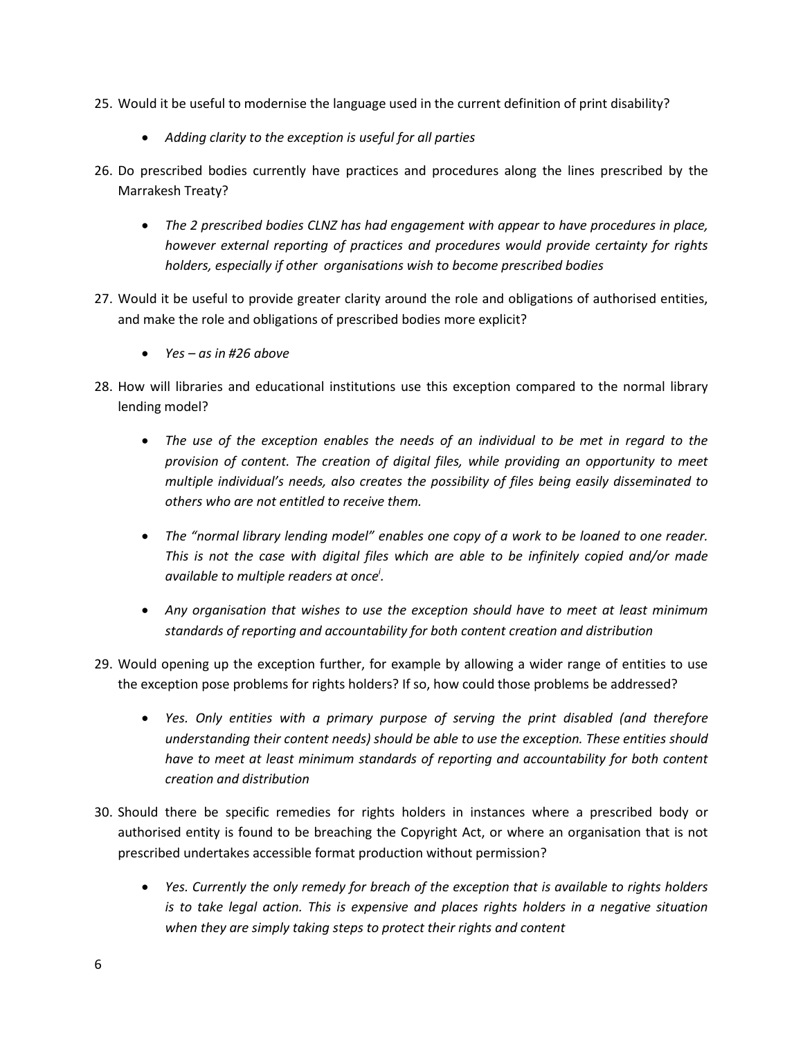25. Would it be useful to modernise the language used in the current definition of print disability?

    - *Adding clarity to the exception is useful for all parties*

26. Do prescribed bodies currently have practices and procedures along the lines prescribed by the Marrakesh Treaty?

    - *The 2 prescribed bodies CLNZ has had engagement with appear to have procedures in place, however external reporting of practices and procedures would provide certainty for rights holders, especially if other organisations wish to become prescribed bodies*

27. Would it be useful to provide greater clarity around the role and obligations of authorised entities, and make the role and obligations of prescribed bodies more explicit?

    - *Yes – as in #26 above*

28. How will libraries and educational institutions use this exception compared to the normal library lending model?

    - *The use of the exception enables the needs of an individual to be met in regard to the provision of content. The creation of digital files, while providing an opportunity to meet multiple individual's needs, also creates the possibility of files being easily disseminated to others who are not entitled to receive them.*
    - *The "normal library lending model" enables one copy of a work to be loaned to one reader. This is not the case with digital files which are able to be infinitely copied and/or made available to multiple readers at once*[i]*.*
    - *Any organisation that wishes to use the exception should have to meet at least minimum standards of reporting and accountability for both content creation and distribution*

29. Would opening up the exception further, for example by allowing a wider range of entities to use the exception pose problems for rights holders? If so, how could those problems be addressed?

    - *Yes. Only entities with a primary purpose of serving the print disabled (and therefore understanding their content needs) should be able to use the exception. These entities should have to meet at least minimum standards of reporting and accountability for both content creation and distribution*

30. Should there be specific remedies for rights holders in instances where a prescribed body or authorised entity is found to be breaching the Copyright Act, or where an organisation that is not prescribed undertakes accessible format production without permission?

    - *Yes. Currently the only remedy for breach of the exception that is available to rights holders is to take legal action. This is expensive and places rights holders in a negative situation when they are simply taking steps to protect their rights and content*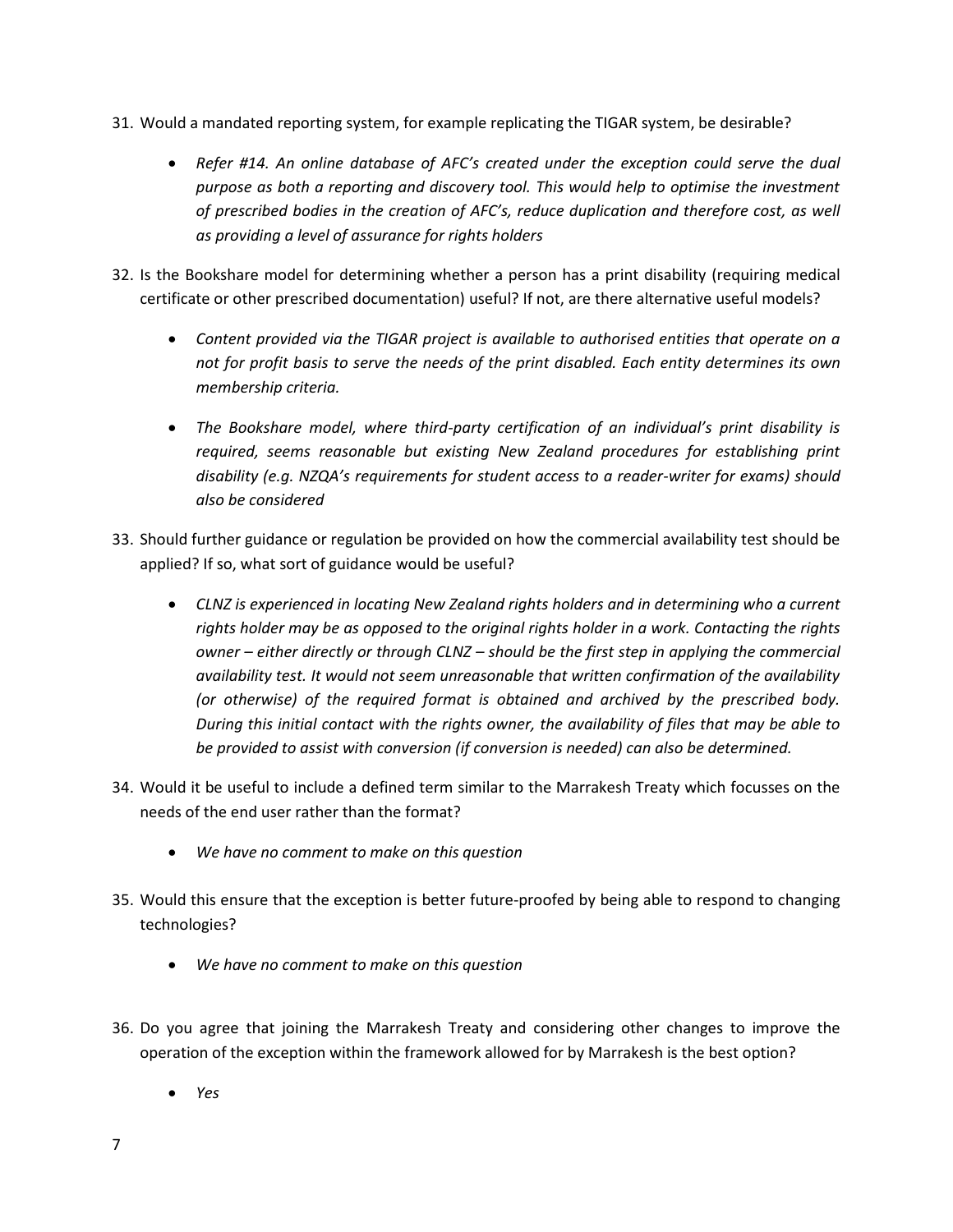31. Would a mandated reporting system, for example replicating the TIGAR system, be desirable?

    - *Refer #14. An online database of AFC's created under the exception could serve the dual purpose as both a reporting and discovery tool. This would help to optimise the investment of prescribed bodies in the creation of AFC's, reduce duplication and therefore cost, as well as providing a level of assurance for rights holders*

32. Is the Bookshare model for determining whether a person has a print disability (requiring medical certificate or other prescribed documentation) useful? If not, are there alternative useful models?

    - *Content provided via the TIGAR project is available to authorised entities that operate on a not for profit basis to serve the needs of the print disabled. Each entity determines its own membership criteria.*

    - *The Bookshare model, where third-party certification of an individual's print disability is required, seems reasonable but existing New Zealand procedures for establishing print disability (e.g. NZQA's requirements for student access to a reader-writer for exams) should also be considered*

33. Should further guidance or regulation be provided on how the commercial availability test should be applied? If so, what sort of guidance would be useful?

    - *CLNZ is experienced in locating New Zealand rights holders and in determining who a current rights holder may be as opposed to the original rights holder in a work. Contacting the rights owner – either directly or through CLNZ – should be the first step in applying the commercial availability test. It would not seem unreasonable that written confirmation of the availability (or otherwise) of the required format is obtained and archived by the prescribed body. During this initial contact with the rights owner, the availability of files that may be able to be provided to assist with conversion (if conversion is needed) can also be determined.*

34. Would it be useful to include a defined term similar to the Marrakesh Treaty which focusses on the needs of the end user rather than the format?

    - *We have no comment to make on this question*

35. Would this ensure that the exception is better future-proofed by being able to respond to changing technologies?

    - *We have no comment to make on this question*

36. Do you agree that joining the Marrakesh Treaty and considering other changes to improve the operation of the exception within the framework allowed for by Marrakesh is the best option?

    - *Yes*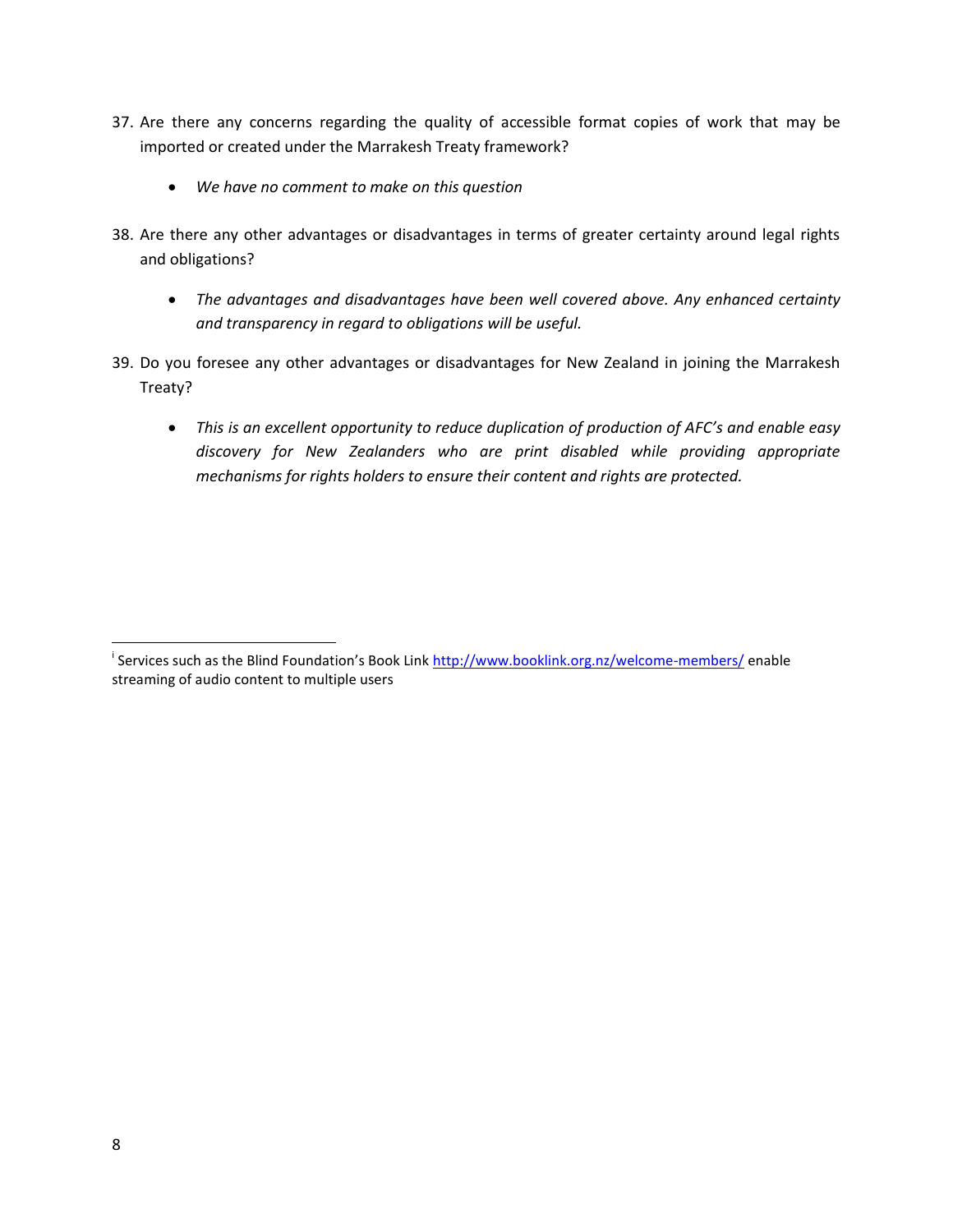37. Are there any concerns regarding the quality of accessible format copies of work that may be imported or created under the Marrakesh Treaty framework?

    - *We have no comment to make on this question*

38. Are there any other advantages or disadvantages in terms of greater certainty around legal rights and obligations?

    - *The advantages and disadvantages have been well covered above. Any enhanced certainty and transparency in regard to obligations will be useful.*

39. Do you foresee any other advantages or disadvantages for New Zealand in joining the Marrakesh Treaty?

    - *This is an excellent opportunity to reduce duplication of production of AFC's and enable easy discovery for New Zealanders who are print disabled while providing appropriate mechanisms for rights holders to ensure their content and rights are protected.*

---

[i] Services such as the Blind Foundation's Book Link http://www.booklink.org.nz/welcome-members/ enable streaming of audio content to multiple users